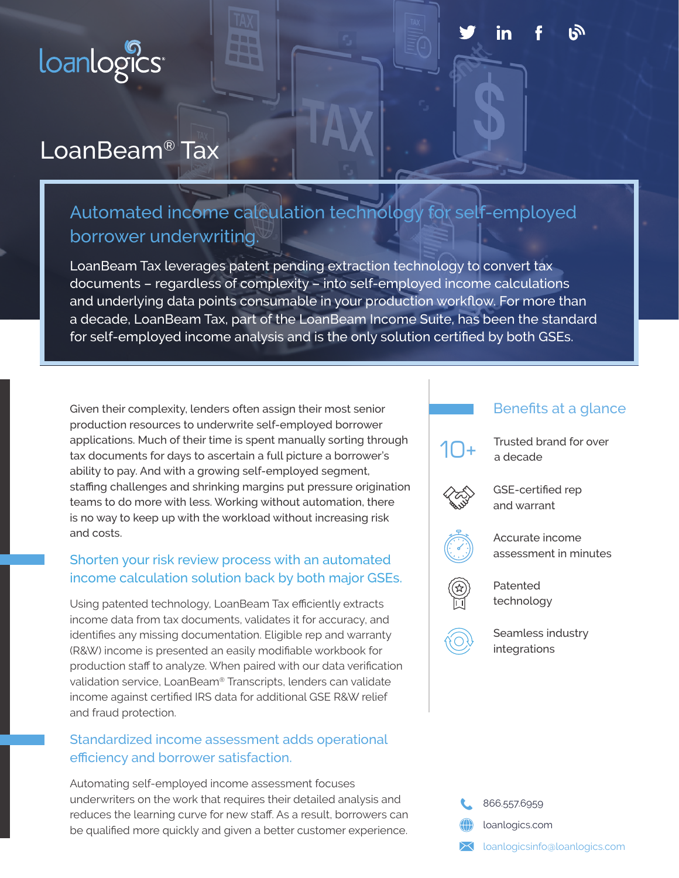loanlogics

# LoanBeam® Tax

## Automated income calculation technology for self-employed borrower underwriting.

LoanBeam Tax leverages patent pending extraction technology to convert tax documents – regardless of complexity – into self-employed income calculations and underlying data points consumable in your production workflow. For more than a decade, LoanBeam Tax, part of the LoanBeam Income Suite, has been the standard for self-employed income analysis and is the only solution certified by both GSEs.

Given their complexity, lenders often assign their most senior production resources to underwrite self-employed borrower applications. Much of their time is spent manually sorting through tax documents for days to ascertain a full picture a borrower's ability to pay. And with a growing self-employed segment, staffing challenges and shrinking margins put pressure origination teams to do more with less. Working without automation, there is no way to keep up with the workload without increasing risk and costs.

### Shorten your risk review process with an automated income calculation solution back by both major GSEs.

Using patented technology, LoanBeam Tax efficiently extracts income data from tax documents, validates it for accuracy, and identifies any missing documentation. Eligible rep and warranty (R&W) income is presented an easily modifiable workbook for production staff to analyze. When paired with our data verification validation service, LoanBeam® Transcripts, lenders can validate income against certified IRS data for additional GSE R&W relief and fraud protection.

### Standardized income assessment adds operational efficiency and borrower satisfaction.

Automating self-employed income assessment focuses underwriters on the work that requires their detailed analysis and reduces the learning curve for new staff. As a result, borrowers can be qualified more quickly and given a better customer experience.

### Benefits at a glance

- 10+ Trusted brand for over a decade
- GSE-certified rep and warrant
- Accurate income assessment in minutes
- Patented technology
- Seamless industry integrations

866.557.6959
loanlogics.com
loanlogicsinfo@loanlogics.com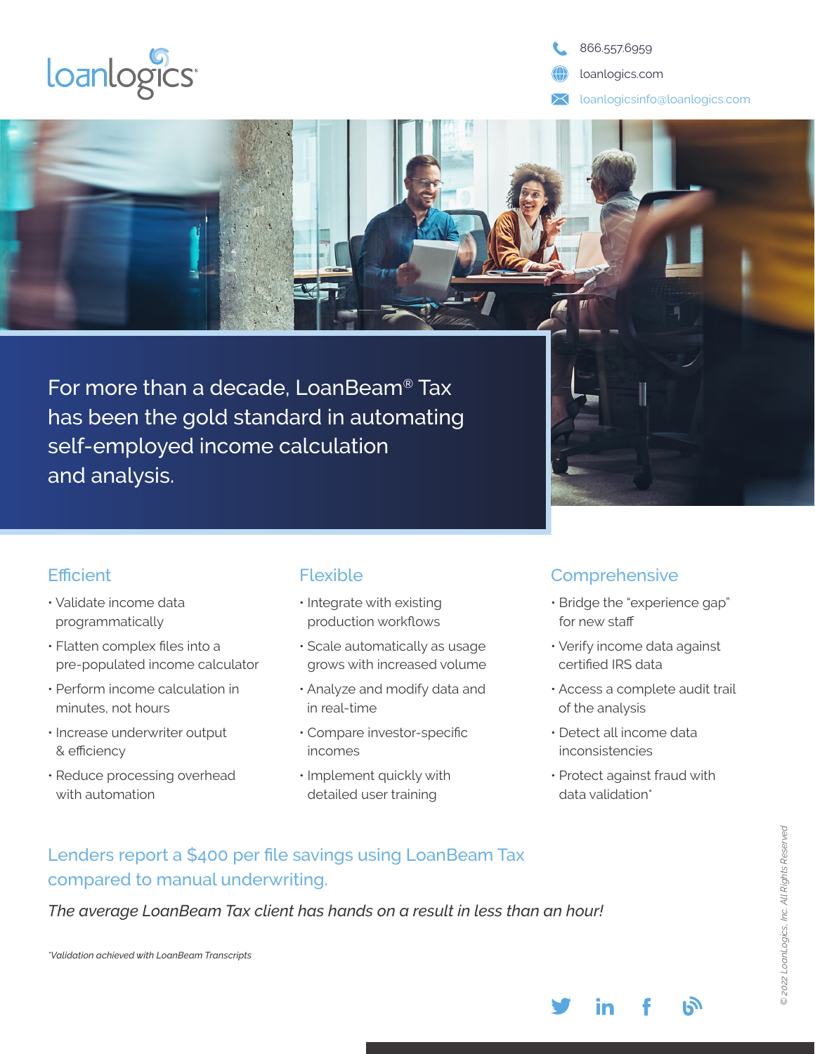loanlogics

866.557.6959

loanlogics.com

loanlogicsinfo@loanlogics.com

For more than a decade, LoanBeam® Tax has been the gold standard in automating self-employed income calculation and analysis.

## Efficient

- Validate income data programmatically
- Flatten complex files into a pre-populated income calculator
- Perform income calculation in minutes, not hours
- Increase underwriter output & efficiency
- Reduce processing overhead with automation

## Flexible

- Integrate with existing production workflows
- Scale automatically as usage grows with increased volume
- Analyze and modify data and in real-time
- Compare investor-specific incomes
- Implement quickly with detailed user training

## Comprehensive

- Bridge the "experience gap" for new staff
- Verify income data against certified IRS data
- Access a complete audit trail of the analysis
- Detect all income data inconsistencies
- Protect against fraud with data validation*

Lenders report a $400 per file savings using LoanBeam Tax compared to manual underwriting.

*The average LoanBeam Tax client has hands on a result in less than an hour!*

*\*Validation achieved with LoanBeam Transcripts*

*© 2022 LoanLogics, Inc. All Rights Reserved*